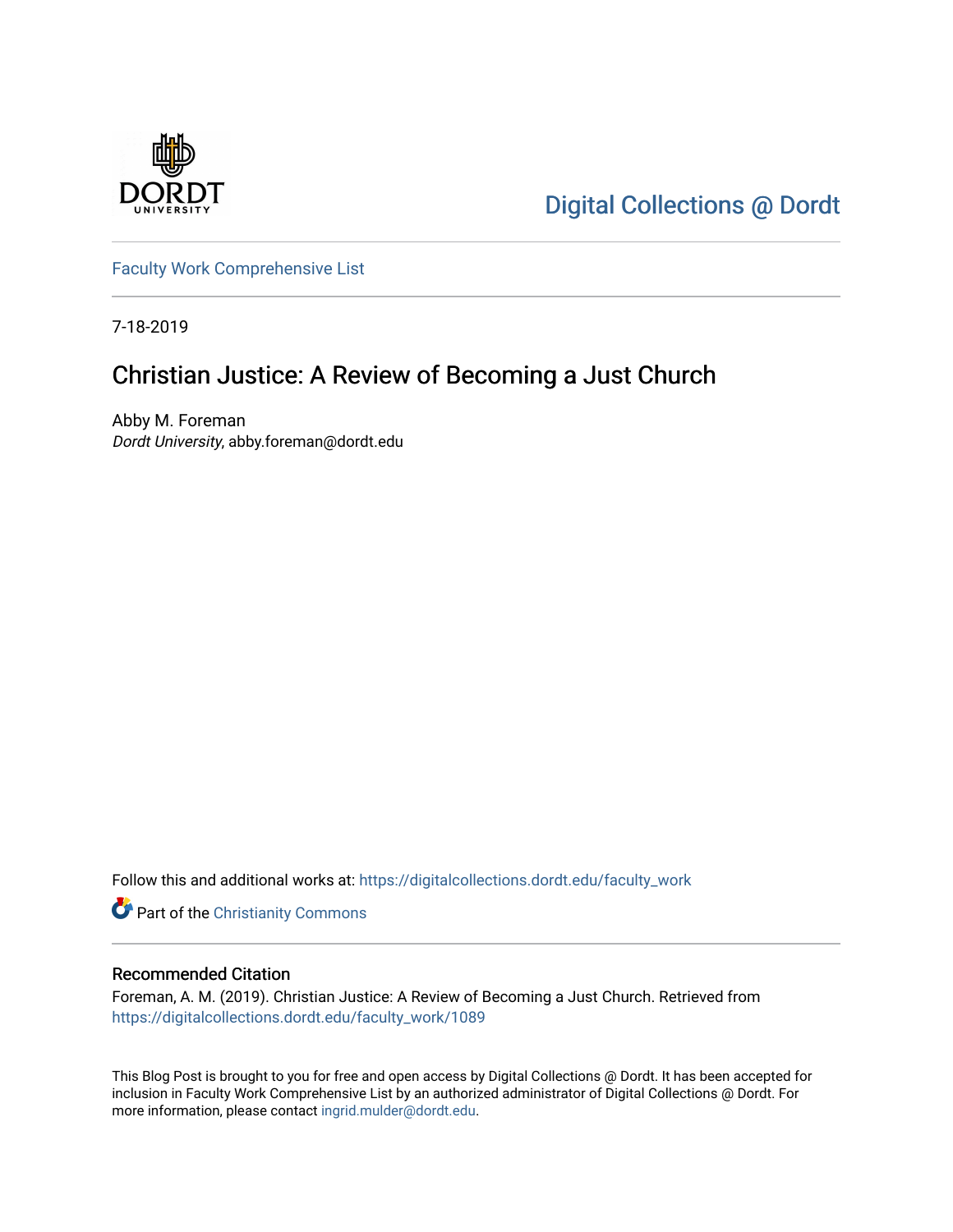Digital Collections @ Dordt

Faculty Work Comprehensive List

7-18-2019

# Christian Justice: A Review of Becoming a Just Church

Abby M. Foreman
*Dordt University*, abby.foreman@dordt.edu

Follow this and additional works at: https://digitalcollections.dordt.edu/faculty_work

Part of the Christianity Commons

## Recommended Citation

Foreman, A. M. (2019). Christian Justice: A Review of Becoming a Just Church. Retrieved from https://digitalcollections.dordt.edu/faculty_work/1089

This Blog Post is brought to you for free and open access by Digital Collections @ Dordt. It has been accepted for inclusion in Faculty Work Comprehensive List by an authorized administrator of Digital Collections @ Dordt. For more information, please contact ingrid.mulder@dordt.edu.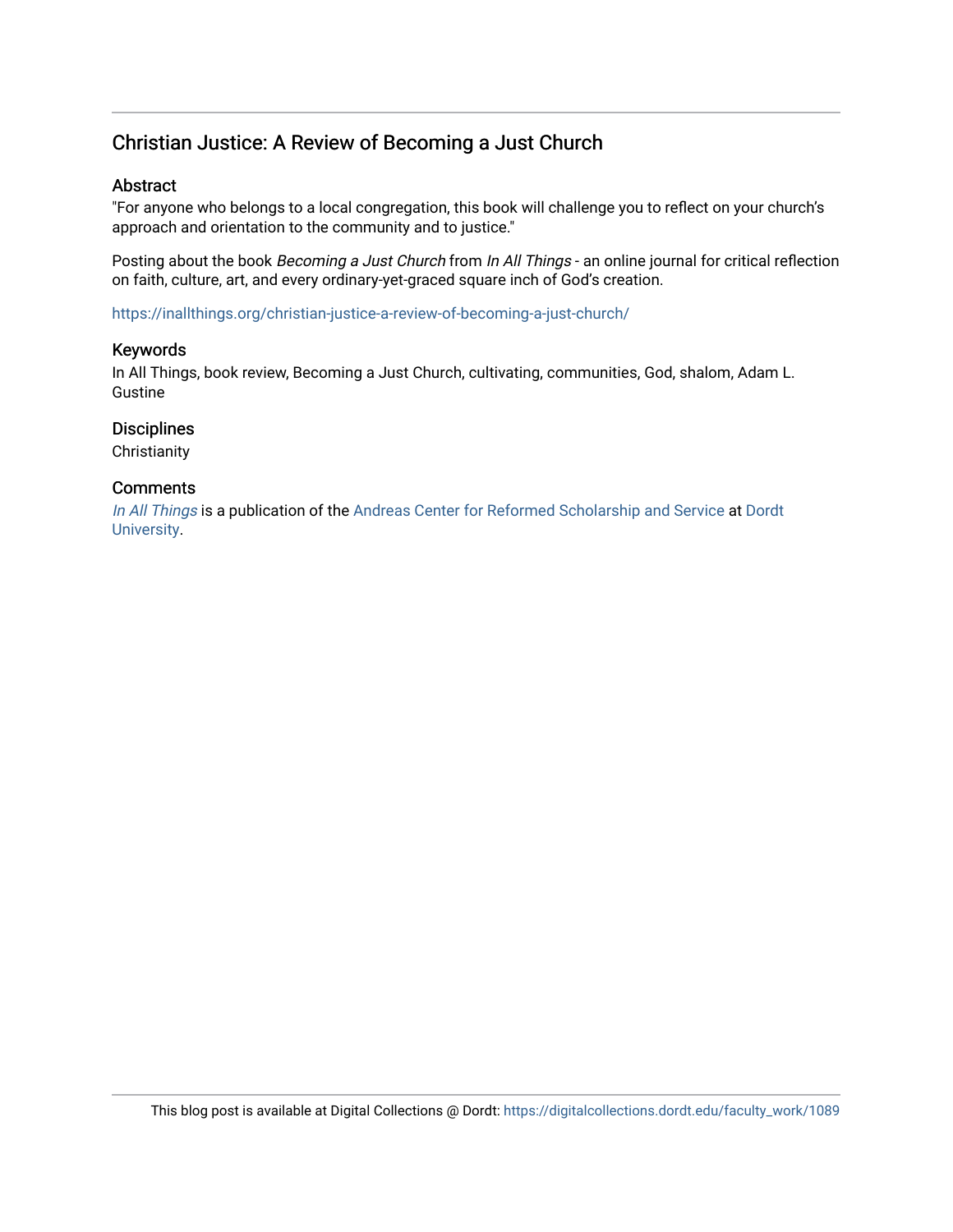# Christian Justice: A Review of Becoming a Just Church

## Abstract

"For anyone who belongs to a local congregation, this book will challenge you to reflect on your church's approach and orientation to the community and to justice."

Posting about the book *Becoming a Just Church* from *In All Things* - an online journal for critical reflection on faith, culture, art, and every ordinary-yet-graced square inch of God's creation.

https://inallthings.org/christian-justice-a-review-of-becoming-a-just-church/

## Keywords

In All Things, book review, Becoming a Just Church, cultivating, communities, God, shalom, Adam L. Gustine

## Disciplines

Christianity

## Comments

*In All Things* is a publication of the Andreas Center for Reformed Scholarship and Service at Dordt University.

This blog post is available at Digital Collections @ Dordt: https://digitalcollections.dordt.edu/faculty_work/1089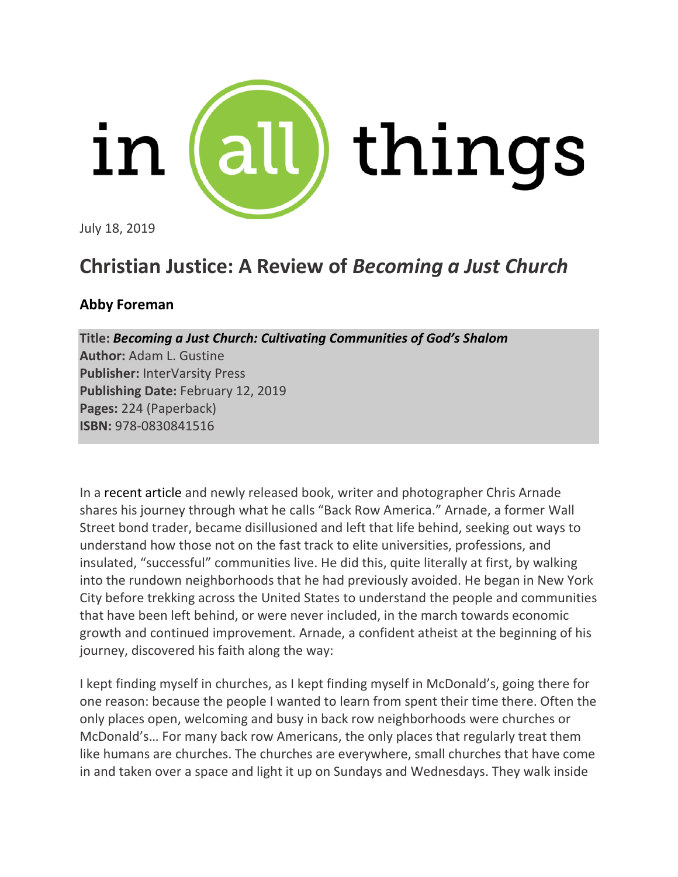in all things

July 18, 2019

# Christian Justice: A Review of *Becoming a Just Church*

**Abby Foreman**

**Title:** ***Becoming a Just Church: Cultivating Communities of God's Shalom***
**Author:** Adam L. Gustine
**Publisher:** InterVarsity Press
**Publishing Date:** February 12, 2019
**Pages:** 224 (Paperback)
**ISBN:** 978-0830841516

In a recent article and newly released book, writer and photographer Chris Arnade shares his journey through what he calls "Back Row America." Arnade, a former Wall Street bond trader, became disillusioned and left that life behind, seeking out ways to understand how those not on the fast track to elite universities, professions, and insulated, "successful" communities live. He did this, quite literally at first, by walking into the rundown neighborhoods that he had previously avoided. He began in New York City before trekking across the United States to understand the people and communities that have been left behind, or were never included, in the march towards economic growth and continued improvement. Arnade, a confident atheist at the beginning of his journey, discovered his faith along the way:

I kept finding myself in churches, as I kept finding myself in McDonald's, going there for one reason: because the people I wanted to learn from spent their time there. Often the only places open, welcoming and busy in back row neighborhoods were churches or McDonald's… For many back row Americans, the only places that regularly treat them like humans are churches. The churches are everywhere, small churches that have come in and taken over a space and light it up on Sundays and Wednesdays. They walk inside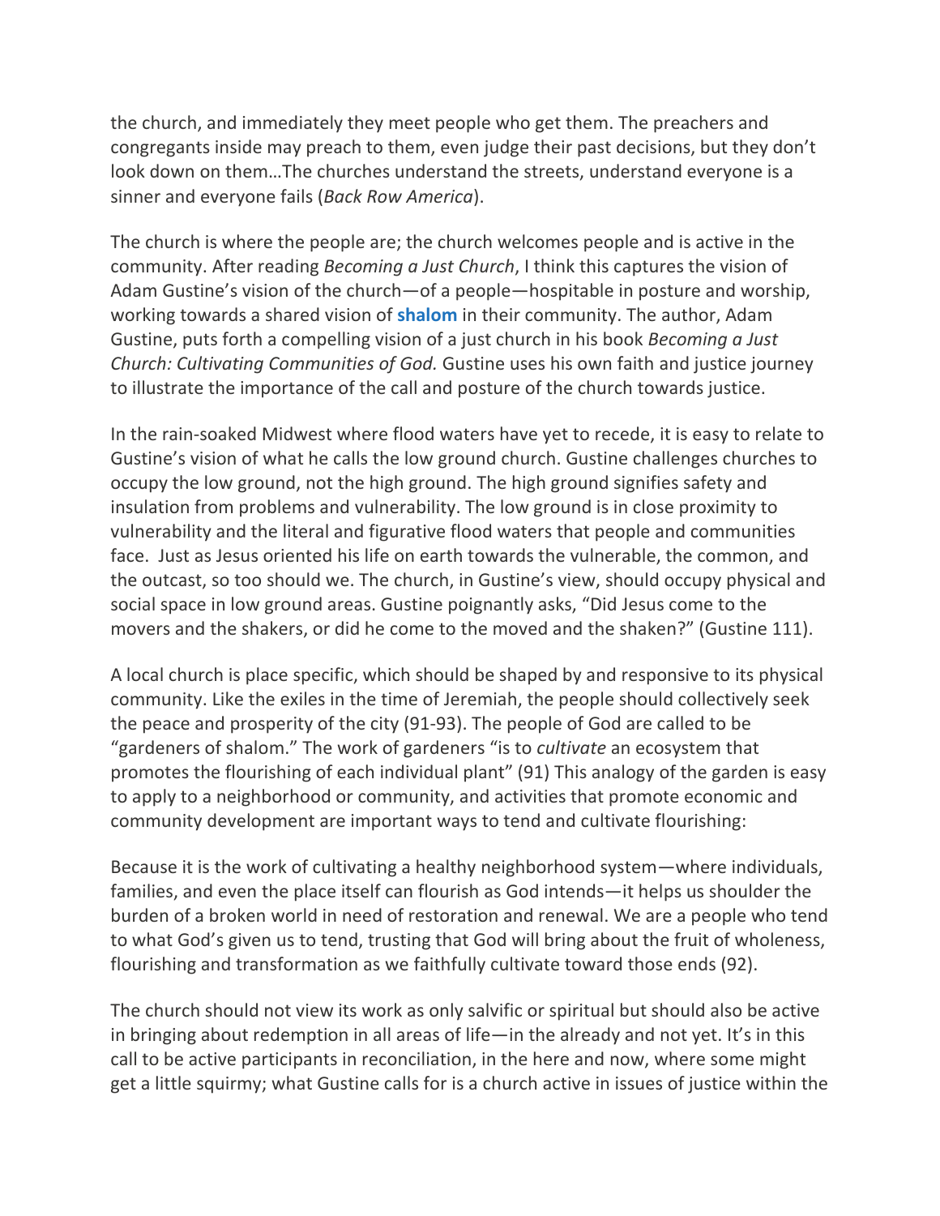the church, and immediately they meet people who get them. The preachers and congregants inside may preach to them, even judge their past decisions, but they don't look down on them…The churches understand the streets, understand everyone is a sinner and everyone fails (*Back Row America*).

The church is where the people are; the church welcomes people and is active in the community. After reading *Becoming a Just Church*, I think this captures the vision of Adam Gustine's vision of the church—of a people—hospitable in posture and worship, working towards a shared vision of **shalom** in their community. The author, Adam Gustine, puts forth a compelling vision of a just church in his book *Becoming a Just Church: Cultivating Communities of God.* Gustine uses his own faith and justice journey to illustrate the importance of the call and posture of the church towards justice.

In the rain-soaked Midwest where flood waters have yet to recede, it is easy to relate to Gustine's vision of what he calls the low ground church. Gustine challenges churches to occupy the low ground, not the high ground. The high ground signifies safety and insulation from problems and vulnerability. The low ground is in close proximity to vulnerability and the literal and figurative flood waters that people and communities face. Just as Jesus oriented his life on earth towards the vulnerable, the common, and the outcast, so too should we. The church, in Gustine's view, should occupy physical and social space in low ground areas. Gustine poignantly asks, "Did Jesus come to the movers and the shakers, or did he come to the moved and the shaken?" (Gustine 111).

A local church is place specific, which should be shaped by and responsive to its physical community. Like the exiles in the time of Jeremiah, the people should collectively seek the peace and prosperity of the city (91-93). The people of God are called to be "gardeners of shalom." The work of gardeners "is to *cultivate* an ecosystem that promotes the flourishing of each individual plant" (91) This analogy of the garden is easy to apply to a neighborhood or community, and activities that promote economic and community development are important ways to tend and cultivate flourishing:

Because it is the work of cultivating a healthy neighborhood system—where individuals, families, and even the place itself can flourish as God intends—it helps us shoulder the burden of a broken world in need of restoration and renewal. We are a people who tend to what God's given us to tend, trusting that God will bring about the fruit of wholeness, flourishing and transformation as we faithfully cultivate toward those ends (92).

The church should not view its work as only salvific or spiritual but should also be active in bringing about redemption in all areas of life—in the already and not yet. It's in this call to be active participants in reconciliation, in the here and now, where some might get a little squirmy; what Gustine calls for is a church active in issues of justice within the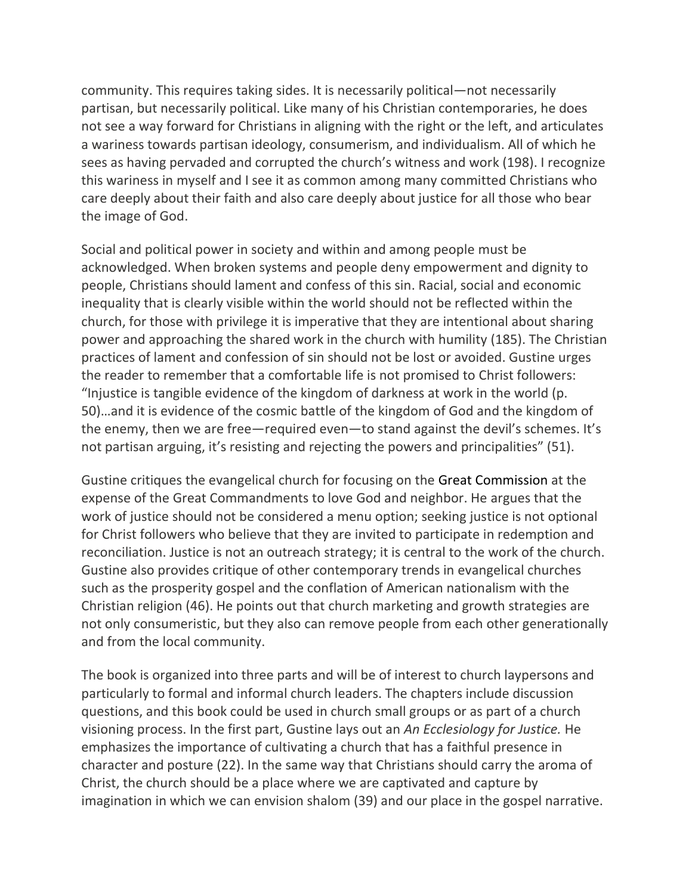community. This requires taking sides. It is necessarily political—not necessarily partisan, but necessarily political. Like many of his Christian contemporaries, he does not see a way forward for Christians in aligning with the right or the left, and articulates a wariness towards partisan ideology, consumerism, and individualism. All of which he sees as having pervaded and corrupted the church's witness and work (198). I recognize this wariness in myself and I see it as common among many committed Christians who care deeply about their faith and also care deeply about justice for all those who bear the image of God.

Social and political power in society and within and among people must be acknowledged. When broken systems and people deny empowerment and dignity to people, Christians should lament and confess of this sin. Racial, social and economic inequality that is clearly visible within the world should not be reflected within the church, for those with privilege it is imperative that they are intentional about sharing power and approaching the shared work in the church with humility (185). The Christian practices of lament and confession of sin should not be lost or avoided. Gustine urges the reader to remember that a comfortable life is not promised to Christ followers: "Injustice is tangible evidence of the kingdom of darkness at work in the world (p. 50)…and it is evidence of the cosmic battle of the kingdom of God and the kingdom of the enemy, then we are free—required even—to stand against the devil's schemes. It's not partisan arguing, it's resisting and rejecting the powers and principalities" (51).

Gustine critiques the evangelical church for focusing on the Great Commission at the expense of the Great Commandments to love God and neighbor. He argues that the work of justice should not be considered a menu option; seeking justice is not optional for Christ followers who believe that they are invited to participate in redemption and reconciliation. Justice is not an outreach strategy; it is central to the work of the church. Gustine also provides critique of other contemporary trends in evangelical churches such as the prosperity gospel and the conflation of American nationalism with the Christian religion (46). He points out that church marketing and growth strategies are not only consumeristic, but they also can remove people from each other generationally and from the local community.

The book is organized into three parts and will be of interest to church laypersons and particularly to formal and informal church leaders. The chapters include discussion questions, and this book could be used in church small groups or as part of a church visioning process. In the first part, Gustine lays out an *An Ecclesiology for Justice.* He emphasizes the importance of cultivating a church that has a faithful presence in character and posture (22). In the same way that Christians should carry the aroma of Christ, the church should be a place where we are captivated and capture by imagination in which we can envision shalom (39) and our place in the gospel narrative.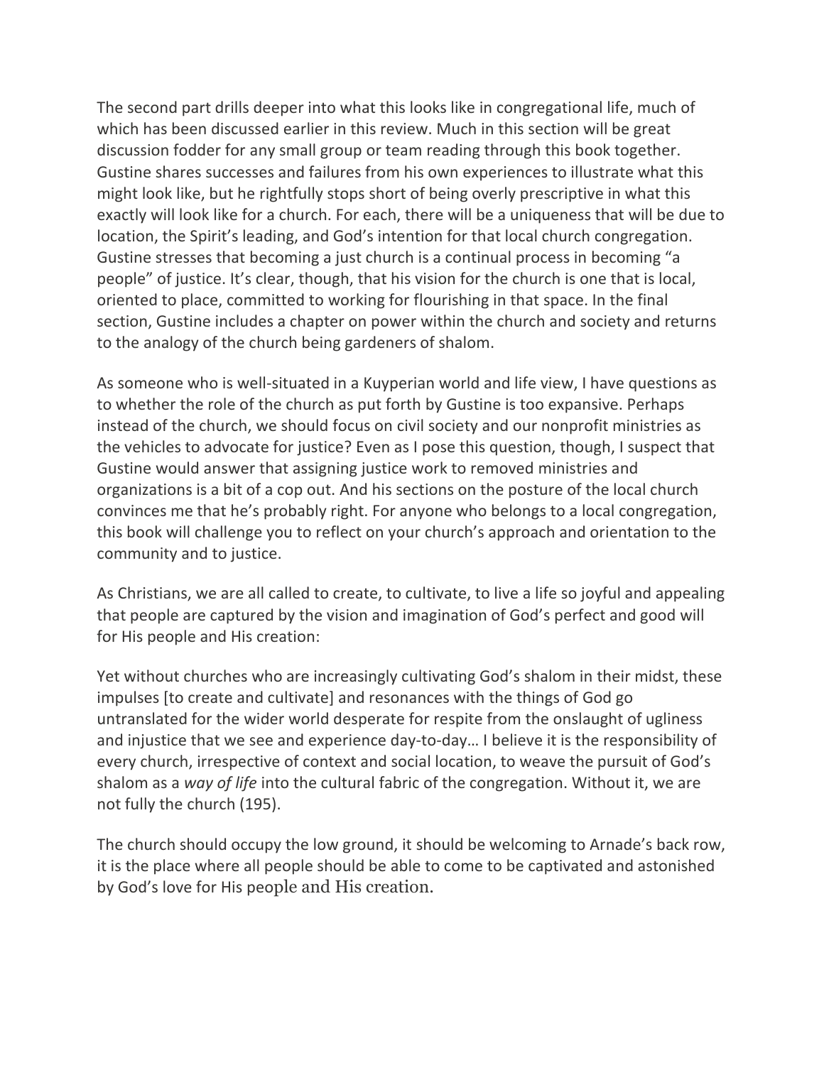The second part drills deeper into what this looks like in congregational life, much of which has been discussed earlier in this review. Much in this section will be great discussion fodder for any small group or team reading through this book together. Gustine shares successes and failures from his own experiences to illustrate what this might look like, but he rightfully stops short of being overly prescriptive in what this exactly will look like for a church. For each, there will be a uniqueness that will be due to location, the Spirit's leading, and God's intention for that local church congregation. Gustine stresses that becoming a just church is a continual process in becoming "a people" of justice. It's clear, though, that his vision for the church is one that is local, oriented to place, committed to working for flourishing in that space. In the final section, Gustine includes a chapter on power within the church and society and returns to the analogy of the church being gardeners of shalom.

As someone who is well-situated in a Kuyperian world and life view, I have questions as to whether the role of the church as put forth by Gustine is too expansive. Perhaps instead of the church, we should focus on civil society and our nonprofit ministries as the vehicles to advocate for justice? Even as I pose this question, though, I suspect that Gustine would answer that assigning justice work to removed ministries and organizations is a bit of a cop out. And his sections on the posture of the local church convinces me that he's probably right. For anyone who belongs to a local congregation, this book will challenge you to reflect on your church's approach and orientation to the community and to justice.

As Christians, we are all called to create, to cultivate, to live a life so joyful and appealing that people are captured by the vision and imagination of God's perfect and good will for His people and His creation:

Yet without churches who are increasingly cultivating God's shalom in their midst, these impulses [to create and cultivate] and resonances with the things of God go untranslated for the wider world desperate for respite from the onslaught of ugliness and injustice that we see and experience day-to-day… I believe it is the responsibility of every church, irrespective of context and social location, to weave the pursuit of God's shalom as a *way of life* into the cultural fabric of the congregation. Without it, we are not fully the church (195).

The church should occupy the low ground, it should be welcoming to Arnade's back row, it is the place where all people should be able to come to be captivated and astonished by God's love for His people and His creation.